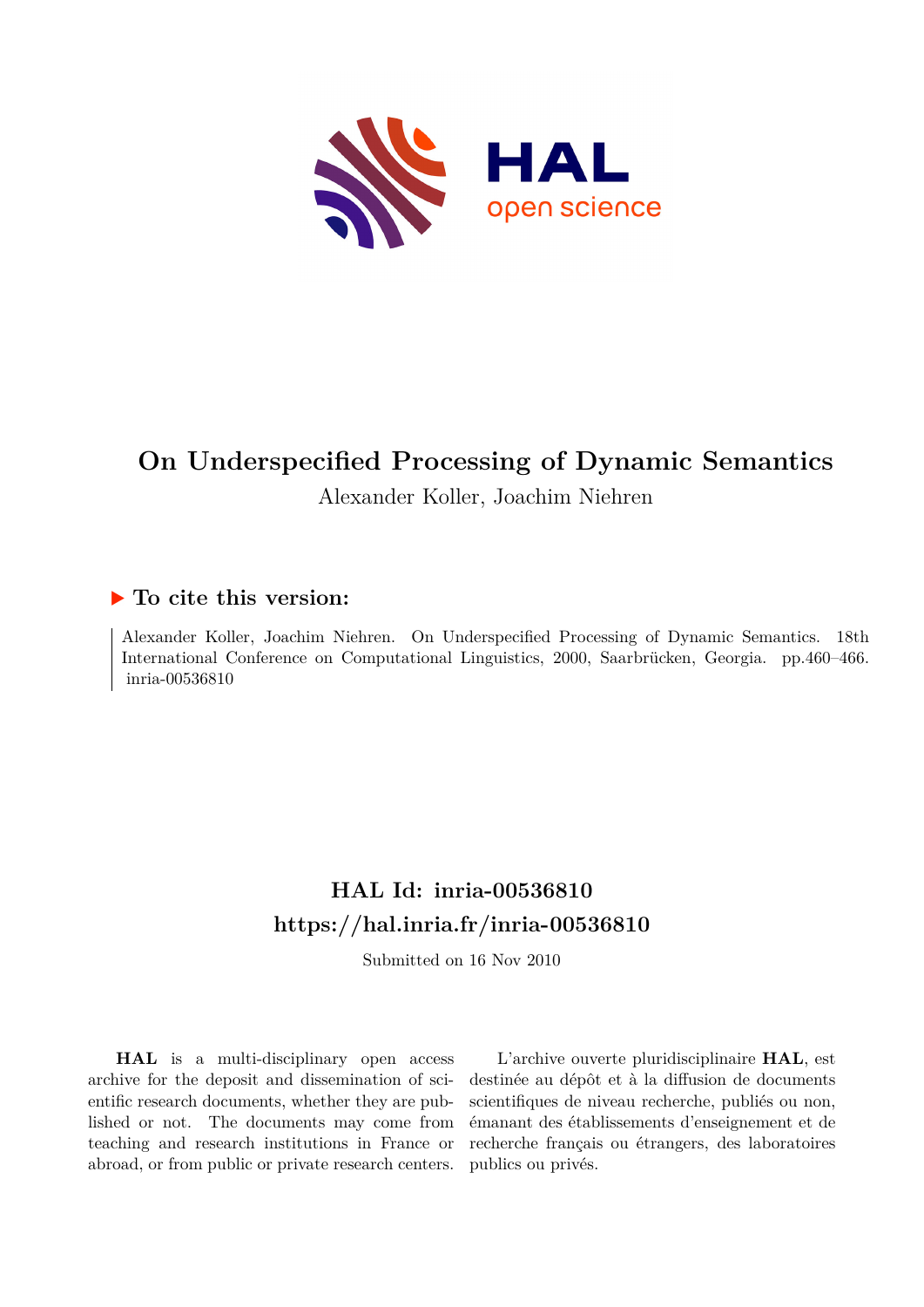# On Underspecified Processing of Dynamic Semantics

Alexander Koller, Joachim Niehren

## ▶ To cite this version:

Alexander Koller, Joachim Niehren. On Underspecified Processing of Dynamic Semantics. 18th International Conference on Computational Linguistics, 2000, Saarbrücken, Georgia. pp.460–466. inria-00536810

## HAL Id: inria-00536810
## https://hal.inria.fr/inria-00536810

Submitted on 16 Nov 2010

**HAL** is a multi-disciplinary open access archive for the deposit and dissemination of scientific research documents, whether they are published or not. The documents may come from teaching and research institutions in France or abroad, or from public or private research centers.

L'archive ouverte pluridisciplinaire **HAL**, est destinée au dépôt et à la diffusion de documents scientifiques de niveau recherche, publiés ou non, émanant des établissements d'enseignement et de recherche français ou étrangers, des laboratoires publics ou privés.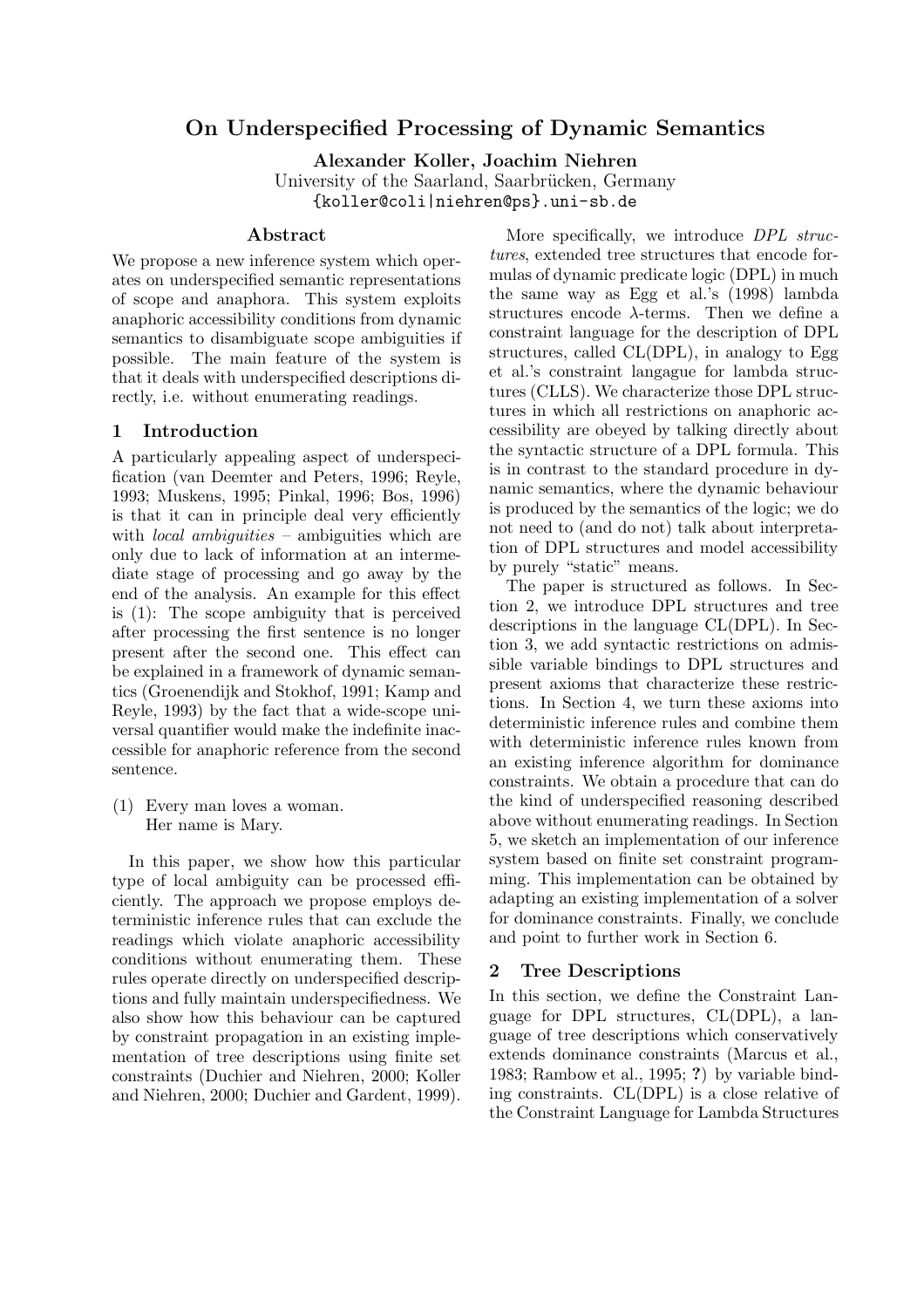# On Underspecified Processing of Dynamic Semantics

**Alexander Koller, Joachim Niehren**
University of the Saarland, Saarbrücken, Germany
`{koller@coli|niehren@ps}.uni-sb.de`

## Abstract

We propose a new inference system which operates on underspecified semantic representations of scope and anaphora. This system exploits anaphoric accessibility conditions from dynamic semantics to disambiguate scope ambiguities if possible. The main feature of the system is that it deals with underspecified descriptions directly, i.e. without enumerating readings.

## 1 Introduction

A particularly appealing aspect of underspecification (van Deemter and Peters, 1996; Reyle, 1993; Muskens, 1995; Pinkal, 1996; Bos, 1996) is that it can in principle deal very efficiently with *local ambiguities* – ambiguities which are only due to lack of information at an intermediate stage of processing and go away by the end of the analysis. An example for this effect is (1): The scope ambiguity that is perceived after processing the first sentence is no longer present after the second one. This effect can be explained in a framework of dynamic semantics (Groenendijk and Stokhof, 1991; Kamp and Reyle, 1993) by the fact that a wide-scope universal quantifier would make the indefinite inaccessible for anaphoric reference from the second sentence.

(1) Every man loves a woman.
Her name is Mary.

In this paper, we show how this particular type of local ambiguity can be processed efficiently. The approach we propose employs deterministic inference rules that can exclude the readings which violate anaphoric accessibility conditions without enumerating them. These rules operate directly on underspecified descriptions and fully maintain underspecifiedness. We also show how this behaviour can be captured by constraint propagation in an existing implementation of tree descriptions using finite set constraints (Duchier and Niehren, 2000; Koller and Niehren, 2000; Duchier and Gardent, 1999).

More specifically, we introduce *DPL structures*, extended tree structures that encode formulas of dynamic predicate logic (DPL) in much the same way as Egg et al.'s (1998) lambda structures encode λ-terms. Then we define a constraint language for the description of DPL structures, called CL(DPL), in analogy to Egg et al.'s constraint langague for lambda structures (CLLS). We characterize those DPL structures in which all restrictions on anaphoric accessibility are obeyed by talking directly about the syntactic structure of a DPL formula. This is in contrast to the standard procedure in dynamic semantics, where the dynamic behaviour is produced by the semantics of the logic; we do not need to (and do not) talk about interpretation of DPL structures and model accessibility by purely "static" means.

The paper is structured as follows. In Section 2, we introduce DPL structures and tree descriptions in the language CL(DPL). In Section 3, we add syntactic restrictions on admissible variable bindings to DPL structures and present axioms that characterize these restrictions. In Section 4, we turn these axioms into deterministic inference rules and combine them with deterministic inference rules known from an existing inference algorithm for dominance constraints. We obtain a procedure that can do the kind of underspecified reasoning described above without enumerating readings. In Section 5, we sketch an implementation of our inference system based on finite set constraint programming. This implementation can be obtained by adapting an existing implementation of a solver for dominance constraints. Finally, we conclude and point to further work in Section 6.

## 2 Tree Descriptions

In this section, we define the Constraint Language for DPL structures, CL(DPL), a language of tree descriptions which conservatively extends dominance constraints (Marcus et al., 1983; Rambow et al., 1995; **?**) by variable binding constraints. CL(DPL) is a close relative of the Constraint Language for Lambda Structures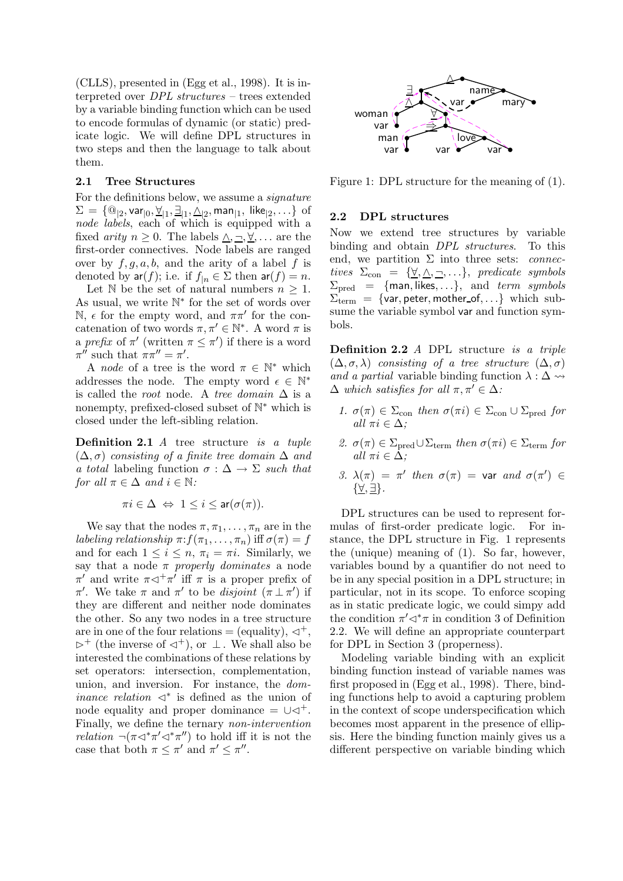(CLLS), presented in (Egg et al., 1998). It is interpreted over *DPL structures* – trees extended by a variable binding function which can be used to encode formulas of dynamic (or static) predicate logic. We will define DPL structures in two steps and then the language to talk about them.

### 2.1 Tree Structures

For the definitions below, we assume a *signature* $\Sigma = \{@_{|2}, \mathsf{var}_{|0}, \underline{\forall}_{|1}, \underline{\exists}_{|1}, \underline{\wedge}_{|2}, \mathsf{man}_{|1}, \mathsf{like}_{|2}, \ldots\}$ of *node labels*, each of which is equipped with a fixed *arity* $n \geq 0$. The labels $\underline{\wedge}, \underline{\neg}, \underline{\forall}, \ldots$ are the first-order connectives. Node labels are ranged over by $f, g, a, b$, and the arity of a label $f$ is denoted by $\mathsf{ar}(f)$; i.e. if $f_{|n} \in \Sigma$ then $\mathsf{ar}(f) = n$.

Let $\mathbb{N}$ be the set of natural numbers $n \geq 1$. As usual, we write $\mathbb{N}^*$ for the set of words over $\mathbb{N}$, $\epsilon$ for the empty word, and $\pi\pi'$ for the concatenation of two words $\pi, \pi' \in \mathbb{N}^*$. A word $\pi$ is a *prefix* of $\pi'$ (written $\pi \leq \pi'$) if there is a word $\pi''$ such that $\pi\pi'' = \pi'$.

A *node* of a tree is the word $\pi \in \mathbb{N}^*$ which addresses the node. The empty word $\epsilon \in \mathbb{N}^*$ is called the *root* node. A *tree domain* $\Delta$ is a nonempty, prefixed-closed subset of $\mathbb{N}^*$ which is closed under the left-sibling relation.

**Definition 2.1** *A* tree structure *is a tuple* $(\Delta, \sigma)$ *consisting of a finite tree domain* $\Delta$ *and a total labeling function* $\sigma : \Delta \to \Sigma$ *such that for all* $\pi \in \Delta$ *and* $i \in \mathbb{N}$*:*

$$\pi i \in \Delta \;\Leftrightarrow\; 1 \leq i \leq \mathsf{ar}(\sigma(\pi)).$$

We say that the nodes $\pi, \pi_1, \ldots, \pi_n$ are in the *labeling relationship* $\pi{:}f(\pi_1, \ldots, \pi_n)$ iff $\sigma(\pi) = f$ and for each $1 \leq i \leq n$, $\pi_i = \pi i$. Similarly, we say that a node $\pi$ *properly dominates* a node $\pi'$ and write $\pi \lhd^+ \pi'$ iff $\pi$ is a proper prefix of $\pi'$. We take $\pi$ and $\pi'$ to be *disjoint* ($\pi \perp \pi'$) if they are different and neither node dominates the other. So any two nodes in a tree structure are in one of the four relations $=$ (equality), $\lhd^+$, $\rhd^+$ (the inverse of $\lhd^+$), or $\perp$. We shall also be interested the combinations of these relations by set operators: intersection, complementation, union, and inversion. For instance, the *dominance relation* $\lhd^*$ is defined as the union of node equality and proper dominance $= \cup \lhd^+$. Finally, we define the ternary *non-intervention relation* $\neg(\pi \lhd^* \pi' \lhd^* \pi'')$ to hold iff it is not the case that both $\pi \leq \pi'$ and $\pi' \leq \pi''$.

Figure 1: DPL structure for the meaning of (1).

### 2.2 DPL structures

Now we extend tree structures by variable binding and obtain *DPL structures*. To this end, we partition $\Sigma$ into three sets: *connectives* $\Sigma_{\text{con}} = \{\underline{\forall}, \underline{\wedge}, \underline{\neg}, \ldots\}$, *predicate symbols* $\Sigma_{\text{pred}} = \{\mathsf{man}, \mathsf{likes}, \ldots\}$, and *term symbols* $\Sigma_{\text{term}} = \{\mathsf{var}, \mathsf{peter}, \mathsf{mother\_of}, \ldots\}$ which subsume the variable symbol $\mathsf{var}$ and function symbols.

**Definition 2.2** *A* DPL structure *is a triple* $(\Delta, \sigma, \lambda)$ *consisting of a tree structure* $(\Delta, \sigma)$ *and a partial variable binding function* $\lambda : \Delta \rightsquigarrow \Delta$ *which satisfies for all* $\pi, \pi' \in \Delta$*:*

1. $\sigma(\pi) \in \Sigma_{\text{con}}$ *then* $\sigma(\pi i) \in \Sigma_{\text{con}} \cup \Sigma_{\text{pred}}$ *for all* $\pi i \in \Delta$*;*
2. $\sigma(\pi) \in \Sigma_{\text{pred}} \cup \Sigma_{\text{term}}$ *then* $\sigma(\pi i) \in \Sigma_{\text{term}}$ *for all* $\pi i \in \Delta$*;*
3. $\lambda(\pi) = \pi'$ *then* $\sigma(\pi) = \mathsf{var}$ *and* $\sigma(\pi') \in \{\underline{\forall}, \underline{\exists}\}$.

DPL structures can be used to represent formulas of first-order predicate logic. For instance, the DPL structure in Fig. 1 represents the (unique) meaning of (1). So far, however, variables bound by a quantifier do not need to be in any special position in a DPL structure; in particular, not in its scope. To enforce scoping as in static predicate logic, we could simpy add the condition $\pi' \lhd^* \pi$ in condition 3 of Definition 2.2. We will define an appropriate counterpart for DPL in Section 3 (properness).

Modeling variable binding with an explicit binding function instead of variable names was first proposed in (Egg et al., 1998). There, binding functions help to avoid a capturing problem in the context of scope underspecification which becomes most apparent in the presence of ellipsis. Here the binding function mainly gives us a different perspective on variable binding which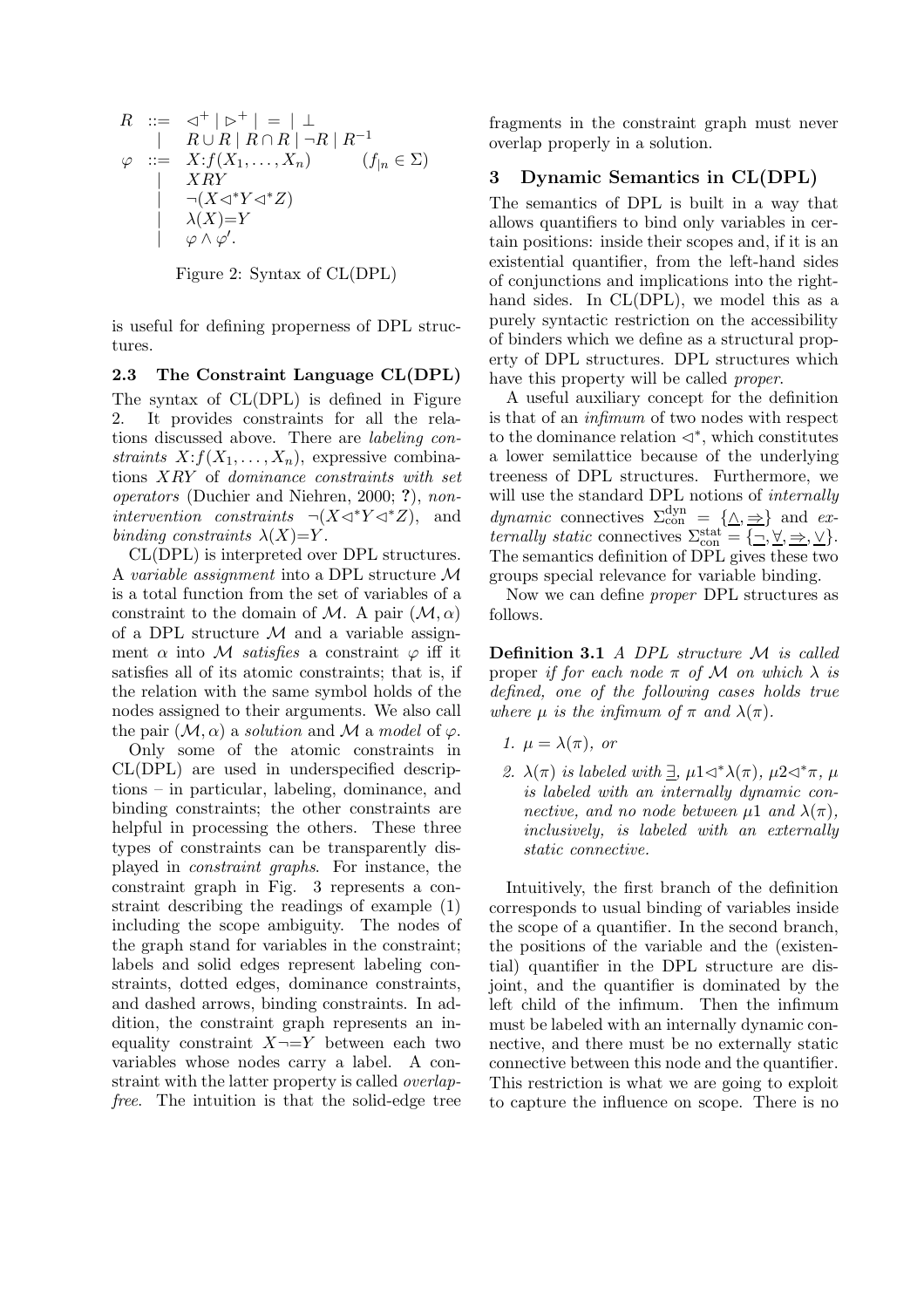$$
\begin{array}{rcll}
R & ::= & \lhd^+ \mid \rhd^+ \mid = \mid \bot & \\
 & \mid & R \cup R \mid R \cap R \mid \neg R \mid R^{-1} & \\
\varphi & ::= & X{:}f(X_1, \ldots, X_n) & (f_{|n} \in \Sigma) \\
 & \mid & XRY & \\
 & \mid & \neg(X \lhd^* Y \lhd^* Z) & \\
 & \mid & \lambda(X){=}Y & \\
 & \mid & \varphi \wedge \varphi'. &
\end{array}
$$

Figure 2: Syntax of CL(DPL)

is useful for defining properness of DPL structures.

### 2.3 The Constraint Language CL(DPL)

The syntax of CL(DPL) is defined in Figure 2. It provides constraints for all the relations discussed above. There are *labeling constraints* $X{:}f(X_1, \ldots, X_n)$, expressive combinations $XRY$ of *dominance constraints with set operators* (Duchier and Niehren, 2000; **?**), *nonintervention constraints* $\neg(X \lhd^* Y \lhd^* Z)$, and *binding constraints* $\lambda(X){=}Y$.

CL(DPL) is interpreted over DPL structures. A *variable assignment* into a DPL structure $\mathcal{M}$ is a total function from the set of variables of a constraint to the domain of $\mathcal{M}$. A pair $(\mathcal{M}, \alpha)$ of a DPL structure $\mathcal{M}$ and a variable assignment $\alpha$ into $\mathcal{M}$ *satisfies* a constraint $\varphi$ iff it satisfies all of its atomic constraints; that is, if the relation with the same symbol holds of the nodes assigned to their arguments. We also call the pair $(\mathcal{M}, \alpha)$ a *solution* and $\mathcal{M}$ a *model* of $\varphi$.

Only some of the atomic constraints in CL(DPL) are used in underspecified descriptions – in particular, labeling, dominance, and binding constraints; the other constraints are helpful in processing the others. These three types of constraints can be transparently displayed in *constraint graphs*. For instance, the constraint graph in Fig. 3 represents a constraint describing the readings of example (1) including the scope ambiguity. The nodes of the graph stand for variables in the constraint; labels and solid edges represent labeling constraints, dotted edges, dominance constraints, and dashed arrows, binding constraints. In addition, the constraint graph represents an inequality constraint $X \neg{=} Y$ between each two variables whose nodes carry a label. A constraint with the latter property is called *overlap-free*. The intuition is that the solid-edge tree fragments in the constraint graph must never overlap properly in a solution.

## 3 Dynamic Semantics in CL(DPL)

The semantics of DPL is built in a way that allows quantifiers to bind only variables in certain positions: inside their scopes and, if it is an existential quantifier, from the left-hand sides of conjunctions and implications into the right-hand sides. In CL(DPL), we model this as a purely syntactic restriction on the accessibility of binders which we define as a structural property of DPL structures. DPL structures which have this property will be called *proper*.

A useful auxiliary concept for the definition is that of an *infimum* of two nodes with respect to the dominance relation $\lhd^*$, which constitutes a lower semilattice because of the underlying treeness of DPL structures. Furthermore, we will use the standard DPL notions of *internally dynamic* connectives $\Sigma^{\text{dyn}}_{\text{con}} = \{\underline{\wedge}, \underline{\Rightarrow}\}$ and *externally static* connectives $\Sigma^{\text{stat}}_{\text{con}} = \{\underline{\neg}, \underline{\forall}, \underline{\Rightarrow}, \underline{\vee}\}$. The semantics definition of DPL gives these two groups special relevance for variable binding.

Now we can define *proper* DPL structures as follows.

**Definition 3.1** *A DPL structure $\mathcal{M}$ is called* proper *if for each node $\pi$ of $\mathcal{M}$ on which $\lambda$ is defined, one of the following cases holds true where $\mu$ is the infimum of $\pi$ and $\lambda(\pi)$.*

1. *$\mu = \lambda(\pi)$, or*
2. *$\lambda(\pi)$ is labeled with $\underline{\exists}$, $\mu 1 \lhd^* \lambda(\pi)$, $\mu 2 \lhd^* \pi$, $\mu$ is labeled with an internally dynamic connective, and no node between $\mu 1$ and $\lambda(\pi)$, inclusively, is labeled with an externally static connective.*

Intuitively, the first branch of the definition corresponds to usual binding of variables inside the scope of a quantifier. In the second branch, the positions of the variable and the (existential) quantifier in the DPL structure are disjoint, and the quantifier is dominated by the left child of the infimum. Then the infimum must be labeled with an internally dynamic connective, and there must be no externally static connective between this node and the quantifier. This restriction is what we are going to exploit to capture the influence on scope. There is no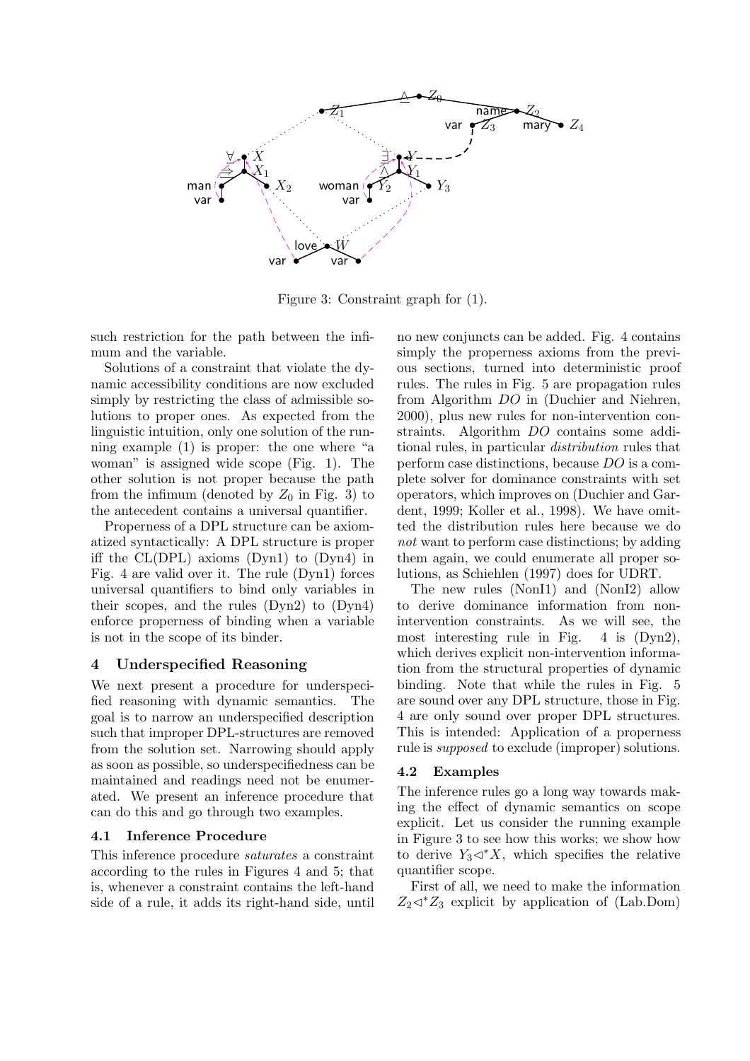Figure 3: Constraint graph for (1).

such restriction for the path between the infimum and the variable.

Solutions of a constraint that violate the dynamic accessibility conditions are now excluded simply by restricting the class of admissible solutions to proper ones. As expected from the linguistic intuition, only one solution of the running example (1) is proper: the one where "a woman" is assigned wide scope (Fig. 1). The other solution is not proper because the path from the infimum (denoted by $Z_0$ in Fig. 3) to the antecedent contains a universal quantifier.

Properness of a DPL structure can be axiomatized syntactically: A DPL structure is proper iff the CL(DPL) axioms (Dyn1) to (Dyn4) in Fig. 4 are valid over it. The rule (Dyn1) forces universal quantifiers to bind only variables in their scopes, and the rules (Dyn2) to (Dyn4) enforce properness of binding when a variable is not in the scope of its binder.

## 4 Underspecified Reasoning

We next present a procedure for underspecified reasoning with dynamic semantics. The goal is to narrow an underspecified description such that improper DPL-structures are removed from the solution set. Narrowing should apply as soon as possible, so underspecifiedness can be maintained and readings need not be enumerated. We present an inference procedure that can do this and go through two examples.

### 4.1 Inference Procedure

This inference procedure *saturates* a constraint according to the rules in Figures 4 and 5; that is, whenever a constraint contains the left-hand side of a rule, it adds its right-hand side, until no new conjuncts can be added. Fig. 4 contains simply the properness axioms from the previous sections, turned into deterministic proof rules. The rules in Fig. 5 are propagation rules from Algorithm *DO* in (Duchier and Niehren, 2000), plus new rules for non-intervention constraints. Algorithm *DO* contains some additional rules, in particular *distribution* rules that perform case distinctions, because *DO* is a complete solver for dominance constraints with set operators, which improves on (Duchier and Gardent, 1999; Koller et al., 1998). We have omitted the distribution rules here because we do *not* want to perform case distinctions; by adding them again, we could enumerate all proper solutions, as Schiehlen (1997) does for UDRT.

The new rules (NonI1) and (NonI2) allow to derive dominance information from non-intervention constraints. As we will see, the most interesting rule in Fig. 4 is (Dyn2), which derives explicit non-intervention information from the structural properties of dynamic binding. Note that while the rules in Fig. 5 are sound over any DPL structure, those in Fig. 4 are only sound over proper DPL structures. This is intended: Application of a properness rule is *supposed* to exclude (improper) solutions.

### 4.2 Examples

The inference rules go a long way towards making the effect of dynamic semantics on scope explicit. Let us consider the running example in Figure 3 to see how this works; we show how to derive $Y_3 \triangleleft^* X$, which specifies the relative quantifier scope.

First of all, we need to make the information $Z_2 \triangleleft^* Z_3$ explicit by application of (Lab.Dom)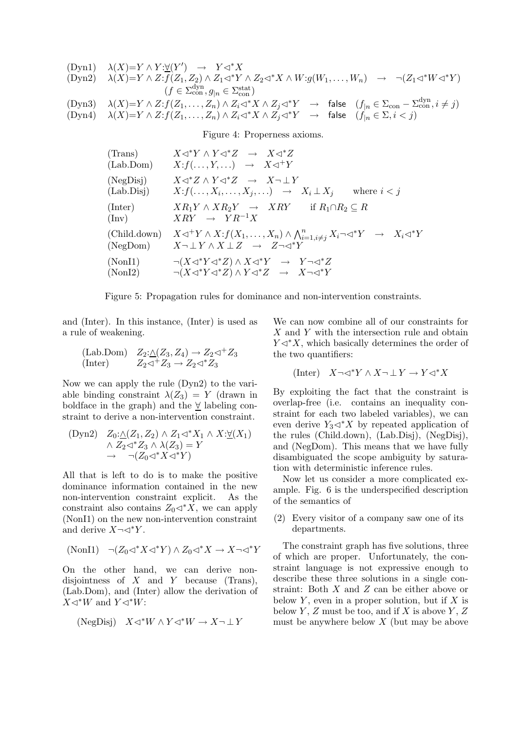$$
\begin{array}{lll}
\text{(Dyn1)} & \lambda(X){=}Y \wedge Y{:}\underline{\forall}(Y') \;\rightarrow\; Y{\lhd^*}X & \\
\text{(Dyn2)} & \lambda(X){=}Y \wedge Z{:}f(Z_1,Z_2) \wedge Z_1{\lhd^*}Y \wedge Z_2{\lhd^*}X \wedge W{:}g(W_1,\ldots,W_n) \;\rightarrow\; \neg(Z_1{\lhd^*}W{\lhd^*}Y) & \\
 & \quad (f \in \Sigma^{\text{dyn}}_{\text{con}}, g_{|n} \in \Sigma^{\text{stat}}_{\text{con}}) & \\
\text{(Dyn3)} & \lambda(X){=}Y \wedge Z{:}f(Z_1,\ldots,Z_n) \wedge Z_i{\lhd^*}X \wedge Z_j{\lhd^*}Y \;\rightarrow\; \textsf{false} & (f_{|n} \in \Sigma_{\text{con}} - \Sigma^{\text{dyn}}_{\text{con}}, i \neq j) \\
\text{(Dyn4)} & \lambda(X){=}Y \wedge Z{:}f(Z_1,\ldots,Z_n) \wedge Z_i{\lhd^*}X \wedge Z_j{\lhd^*}Y \;\rightarrow\; \textsf{false} & (f_{|n} \in \Sigma, i < j)
\end{array}
$$

Figure 4: Properness axioms.

$$
\begin{array}{lll}
\text{(Trans)} & X{\lhd^*}Y \wedge Y{\lhd^*}Z \;\rightarrow\; X{\lhd^*}Z & \\
\text{(Lab.Dom)} & X{:}f(\ldots,Y,\ldots) \;\rightarrow\; X{\lhd^+}Y & \\
\text{(NegDisj)} & X{\lhd^*}Z \wedge Y{\lhd^*}Z \;\rightarrow\; X\neg\perp Y & \\
\text{(Lab.Disj)} & X{:}f(\ldots,X_i,\ldots,X_j,\ldots) \;\rightarrow\; X_i \perp X_j & \text{where } i<j \\
\text{(Inter)} & XR_1Y \wedge XR_2Y \;\rightarrow\; XRY & \text{if } R_1{\cap}R_2 \subseteq R \\
\text{(Inv)} & XRY \;\rightarrow\; YR^{-1}X & \\
\text{(Child.down)} & X{\lhd^+}Y \wedge X{:}f(X_1,\ldots,X_n) \wedge \bigwedge_{i=1,i\neq j}^{n} X_i\neg{\lhd^*}Y \;\rightarrow\; X_i{\lhd^*}Y & \\
\text{(NegDom)} & X\neg\perp Y \wedge X\perp Z \;\rightarrow\; Z\neg{\lhd^*}Y & \\
\text{(NonI1)} & \neg(X{\lhd^*}Y{\lhd^*}Z) \wedge X{\lhd^*}Y \;\rightarrow\; Y\neg{\lhd^*}Z & \\
\text{(NonI2)} & \neg(X{\lhd^*}Y{\lhd^*}Z) \wedge Y{\lhd^*}Z \;\rightarrow\; X\neg{\lhd^*}Y &
\end{array}
$$

Figure 5: Propagation rules for dominance and non-intervention constraints.

and (Inter). In this instance, (Inter) is used as a rule of weakening.

$$
\begin{array}{ll}
\text{(Lab.Dom)} & Z_2{:}\underline{\wedge}(Z_3,Z_4) \rightarrow Z_2{\lhd^+}Z_3 \\
\text{(Inter)} & Z_2{\lhd^+}Z_3 \rightarrow Z_2{\lhd^*}Z_3
\end{array}
$$

Now we can apply the rule (Dyn2) to the variable binding constraint $\lambda(Z_3) = Y$ (drawn in boldface in the graph) and the $\underline{\forall}$ labeling constraint to derive a non-intervention constraint.

$$
\begin{array}{ll}
\text{(Dyn2)} & Z_0{:}\underline{\wedge}(Z_1,Z_2) \wedge Z_1{\lhd^*}X_1 \wedge X{:}\underline{\forall}(X_1) \\
 & \wedge\, Z_2{\lhd^*}Z_3 \wedge \lambda(Z_3) = Y \\
 & \rightarrow \quad \neg(Z_0{\lhd^*}X{\lhd^*}Y)
\end{array}
$$

All that is left to do is to make the positive dominance information contained in the new non-intervention constraint explicit. As the constraint also contains $Z_0{\lhd^*}X$, we can apply (NonI1) on the new non-intervention constraint and derive $X\neg{\lhd^*}Y$.

$$
\text{(NonI1)} \quad \neg(Z_0{\lhd^*}X{\lhd^*}Y) \wedge Z_0{\lhd^*}X \rightarrow X\neg{\lhd^*}Y
$$

On the other hand, we can derive non-disjointness of $X$ and $Y$ because (Trans), (Lab.Dom), and (Inter) allow the derivation of $X{\lhd^*}W$ and $Y{\lhd^*}W$:

$$
\text{(NegDisj)} \quad X{\lhd^*}W \wedge Y{\lhd^*}W \rightarrow X\neg\perp Y
$$

We can now combine all of our constraints for $X$ and $Y$ with the intersection rule and obtain $Y{\lhd^*}X$, which basically determines the order of the two quantifiers:

$$
\text{(Inter)} \quad X\neg{\lhd^*}Y \wedge X\neg\perp Y \rightarrow Y{\lhd^*}X
$$

By exploiting the fact that the constraint is overlap-free (i.e. contains an inequality constraint for each two labeled variables), we can even derive $Y_3{\lhd^*}X$ by repeated application of the rules (Child.down), (Lab.Disj), (NegDisj), and (NegDom). This means that we have fully disambiguated the scope ambiguity by saturation with deterministic inference rules.

Now let us consider a more complicated example. Fig. 6 is the underspecified description of the semantics of

(2) Every visitor of a company saw one of its departments.

The constraint graph has five solutions, three of which are proper. Unfortunately, the constraint language is not expressive enough to describe these three solutions in a single constraint: Both $X$ and $Z$ can be either above or below $Y$, even in a proper solution, but if $X$ is below $Y$, $Z$ must be too, and if $X$ is above $Y$, $Z$ must be anywhere below $X$ (but may be above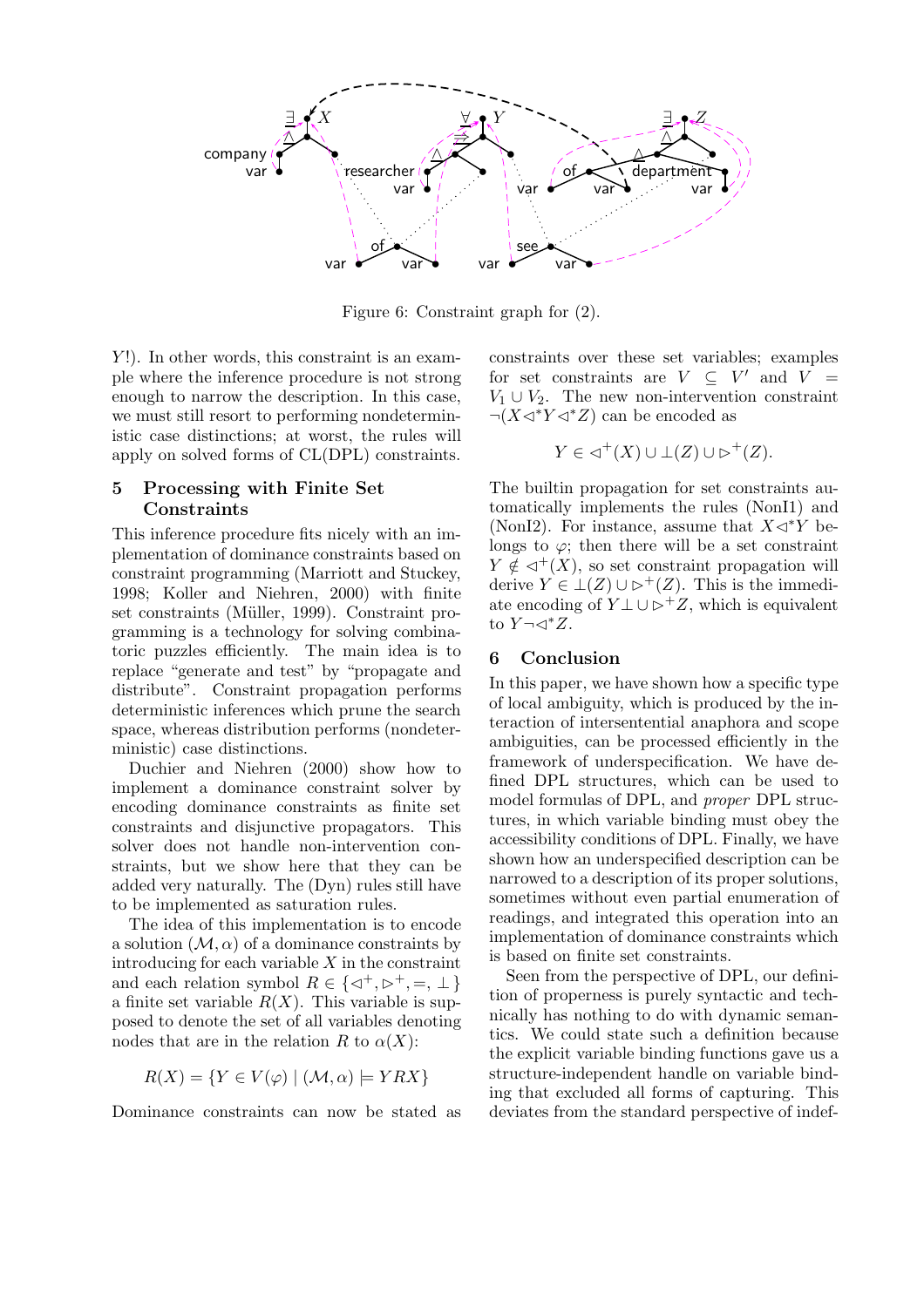Figure 6: Constraint graph for (2).

$Y$!). In other words, this constraint is an example where the inference procedure is not strong enough to narrow the description. In this case, we must still resort to performing nondeterministic case distinctions; at worst, the rules will apply on solved forms of CL(DPL) constraints.

## 5 Processing with Finite Set Constraints

This inference procedure fits nicely with an implementation of dominance constraints based on constraint programming (Marriott and Stuckey, 1998; Koller and Niehren, 2000) with finite set constraints (Müller, 1999). Constraint programming is a technology for solving combinatoric puzzles efficiently. The main idea is to replace "generate and test" by "propagate and distribute". Constraint propagation performs deterministic inferences which prune the search space, whereas distribution performs (nondeterministic) case distinctions.

Duchier and Niehren (2000) show how to implement a dominance constraint solver by encoding dominance constraints as finite set constraints and disjunctive propagators. This solver does not handle non-intervention constraints, but we show here that they can be added very naturally. The (Dyn) rules still have to be implemented as saturation rules.

The idea of this implementation is to encode a solution $(\mathcal{M}, \alpha)$ of a dominance constraints by introducing for each variable $X$ in the constraint and each relation symbol $R \in \{\triangleleft^+, \triangleright^+, =, \perp\}$ a finite set variable $R(X)$. This variable is supposed to denote the set of all variables denoting nodes that are in the relation $R$ to $\alpha(X)$:

$$R(X) = \{Y \in V(\varphi) \mid (\mathcal{M}, \alpha) \models YRX\}$$

Dominance constraints can now be stated as constraints over these set variables; examples for set constraints are $V \subseteq V'$ and $V = V_1 \cup V_2$. The new non-intervention constraint $\neg(X \triangleleft^* Y \triangleleft^* Z)$ can be encoded as

$$Y \in \triangleleft^+(X) \cup \perp(Z) \cup \triangleright^+(Z).$$

The builtin propagation for set constraints automatically implements the rules (NonI1) and (NonI2). For instance, assume that $X \triangleleft^* Y$ belongs to $\varphi$; then there will be a set constraint $Y \notin \triangleleft^+(X)$, so set constraint propagation will derive $Y \in \perp(Z) \cup \triangleright^+(Z)$. This is the immediate encoding of $Y \perp \cup \triangleright^+ Z$, which is equivalent to $Y \neg\triangleleft^* Z$.

## 6 Conclusion

In this paper, we have shown how a specific type of local ambiguity, which is produced by the interaction of intersentential anaphora and scope ambiguities, can be processed efficiently in the framework of underspecification. We have defined DPL structures, which can be used to model formulas of DPL, and *proper* DPL structures, in which variable binding must obey the accessibility conditions of DPL. Finally, we have shown how an underspecified description can be narrowed to a description of its proper solutions, sometimes without even partial enumeration of readings, and integrated this operation into an implementation of dominance constraints which is based on finite set constraints.

Seen from the perspective of DPL, our definition of properness is purely syntactic and technically has nothing to do with dynamic semantics. We could state such a definition because the explicit variable binding functions gave us a structure-independent handle on variable binding that excluded all forms of capturing. This deviates from the standard perspective of indef-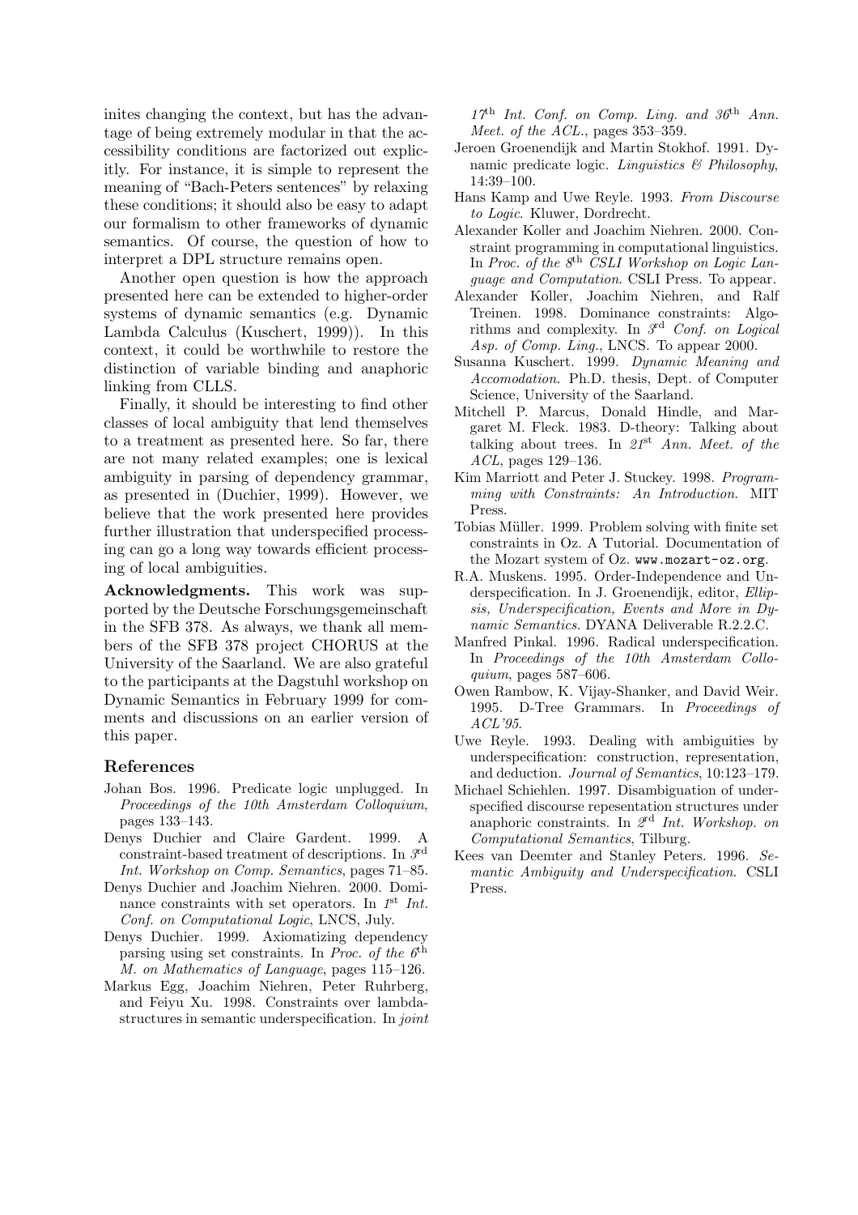inites changing the context, but has the advantage of being extremely modular in that the accessibility conditions are factorized out explicitly. For instance, it is simple to represent the meaning of "Bach-Peters sentences" by relaxing these conditions; it should also be easy to adapt our formalism to other frameworks of dynamic semantics. Of course, the question of how to interpret a DPL structure remains open.

Another open question is how the approach presented here can be extended to higher-order systems of dynamic semantics (e.g. Dynamic Lambda Calculus (Kuschert, 1999)). In this context, it could be worthwhile to restore the distinction of variable binding and anaphoric linking from CLLS.

Finally, it should be interesting to find other classes of local ambiguity that lend themselves to a treatment as presented here. So far, there are not many related examples; one is lexical ambiguity in parsing of dependency grammar, as presented in (Duchier, 1999). However, we believe that the work presented here provides further illustration that underspecified processing can go a long way towards efficient processing of local ambiguities.

**Acknowledgments.** This work was supported by the Deutsche Forschungsgemeinschaft in the SFB 378. As always, we thank all members of the SFB 378 project CHORUS at the University of the Saarland. We are also grateful to the participants at the Dagstuhl workshop on Dynamic Semantics in February 1999 for comments and discussions on an earlier version of this paper.

## References

Johan Bos. 1996. Predicate logic unplugged. In *Proceedings of the 10th Amsterdam Colloquium*, pages 133–143.

Denys Duchier and Claire Gardent. 1999. A constraint-based treatment of descriptions. In *3rd Int. Workshop on Comp. Semantics*, pages 71–85.

Denys Duchier and Joachim Niehren. 2000. Dominance constraints with set operators. In *1st Int. Conf. on Computational Logic*, LNCS, July.

Denys Duchier. 1999. Axiomatizing dependency parsing using set constraints. In *Proc. of the 6th M. on Mathematics of Language*, pages 115–126.

Markus Egg, Joachim Niehren, Peter Ruhrberg, and Feiyu Xu. 1998. Constraints over lambda-structures in semantic underspecification. In *joint 17th Int. Conf. on Comp. Ling. and 36th Ann. Meet. of the ACL.*, pages 353–359.

Jeroen Groenendijk and Martin Stokhof. 1991. Dynamic predicate logic. *Linguistics & Philosophy*, 14:39–100.

Hans Kamp and Uwe Reyle. 1993. *From Discourse to Logic*. Kluwer, Dordrecht.

Alexander Koller and Joachim Niehren. 2000. Constraint programming in computational linguistics. In *Proc. of the 8th CSLI Workshop on Logic Language and Computation*. CSLI Press. To appear.

Alexander Koller, Joachim Niehren, and Ralf Treinen. 1998. Dominance constraints: Algorithms and complexity. In *3rd Conf. on Logical Asp. of Comp. Ling.*, LNCS. To appear 2000.

Susanna Kuschert. 1999. *Dynamic Meaning and Accomodation*. Ph.D. thesis, Dept. of Computer Science, University of the Saarland.

Mitchell P. Marcus, Donald Hindle, and Margaret M. Fleck. 1983. D-theory: Talking about talking about trees. In *21st Ann. Meet. of the ACL*, pages 129–136.

Kim Marriott and Peter J. Stuckey. 1998. *Programming with Constraints: An Introduction*. MIT Press.

Tobias Müller. 1999. Problem solving with finite set constraints in Oz. A Tutorial. Documentation of the Mozart system of Oz. www.mozart-oz.org.

R.A. Muskens. 1995. Order-Independence and Underspecification. In J. Groenendijk, editor, *Ellipsis, Underspecification, Events and More in Dynamic Semantics*. DYANA Deliverable R.2.2.C.

Manfred Pinkal. 1996. Radical underspecification. In *Proceedings of the 10th Amsterdam Colloquium*, pages 587–606.

Owen Rambow, K. Vijay-Shanker, and David Weir. 1995. D-Tree Grammars. In *Proceedings of ACL'95*.

Uwe Reyle. 1993. Dealing with ambiguities by underspecification: construction, representation, and deduction. *Journal of Semantics*, 10:123–179.

Michael Schiehlen. 1997. Disambiguation of underspecified discourse repesentation structures under anaphoric constraints. In *2rd Int. Workshop. on Computational Semantics*, Tilburg.

Kees van Deemter and Stanley Peters. 1996. *Semantic Ambiguity and Underspecification*. CSLI Press.